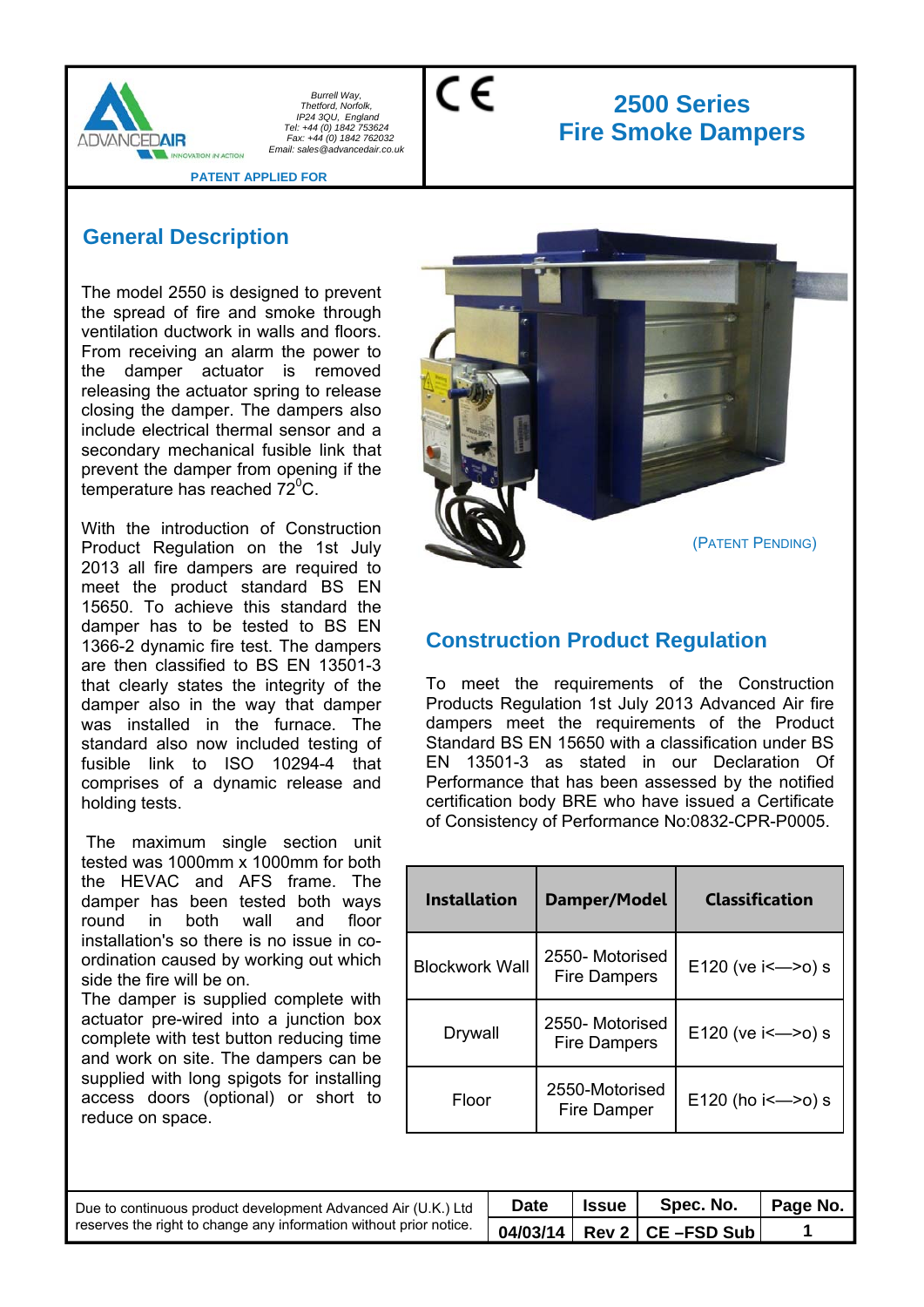Burrell Way,
Thetford, Norfolk,
IP24 3QU, England
Tel: +44 (0) 1842 753624
Fax: +44 (0) 1842 762032
Email: sales@advancedair.co.uk

PATENT APPLIED FOR

CE

# 2500 Series Fire Smoke Dampers

## General Description

The model 2550 is designed to prevent the spread of fire and smoke through ventilation ductwork in walls and floors. From receiving an alarm the power to the damper actuator is removed releasing the actuator spring to release closing the damper. The dampers also include electrical thermal sensor and a secondary mechanical fusible link that prevent the damper from opening if the temperature has reached 72$^{0}$C.

With the introduction of Construction Product Regulation on the 1st July 2013 all fire dampers are required to meet the product standard BS EN 15650. To achieve this standard the damper has to be tested to BS EN 1366-2 dynamic fire test. The dampers are then classified to BS EN 13501-3 that clearly states the integrity of the damper also in the way that damper was installed in the furnace. The standard also now included testing of fusible link to ISO 10294-4 that comprises of a dynamic release and holding tests.

The maximum single section unit tested was 1000mm x 1000mm for both the HEVAC and AFS frame. The damper has been tested both ways round in both wall and floor installation's so there is no issue in co-ordination caused by working out which side the fire will be on.
The damper is supplied complete with actuator pre-wired into a junction box complete with test button reducing time and work on site. The dampers can be supplied with long spigots for installing access doors (optional) or short to reduce on space.

(PATENT PENDING)

## Construction Product Regulation

To meet the requirements of the Construction Products Regulation 1st July 2013 Advanced Air fire dampers meet the requirements of the Product Standard BS EN 15650 with a classification under BS EN 13501-3 as stated in our Declaration Of Performance that has been assessed by the notified certification body BRE who have issued a Certificate of Consistency of Performance No:0832-CPR-P0005.

| Installation | Damper/Model | Classification |
|---|---|---|
| Blockwork Wall | 2550- Motorised Fire Dampers | E120 (ve i<—>o) s |
| Drywall | 2550- Motorised Fire Dampers | E120 (ve i<—>o) s |
| Floor | 2550-Motorised Fire Damper | E120 (ho i<—>o) s |

Due to continuous product development Advanced Air (U.K.) Ltd reserves the right to change any information without prior notice.

| Date | Issue | Spec. No. | Page No. |
|---|---|---|---|
| 04/03/14 | Rev 2 | CE –FSD Sub | 1 |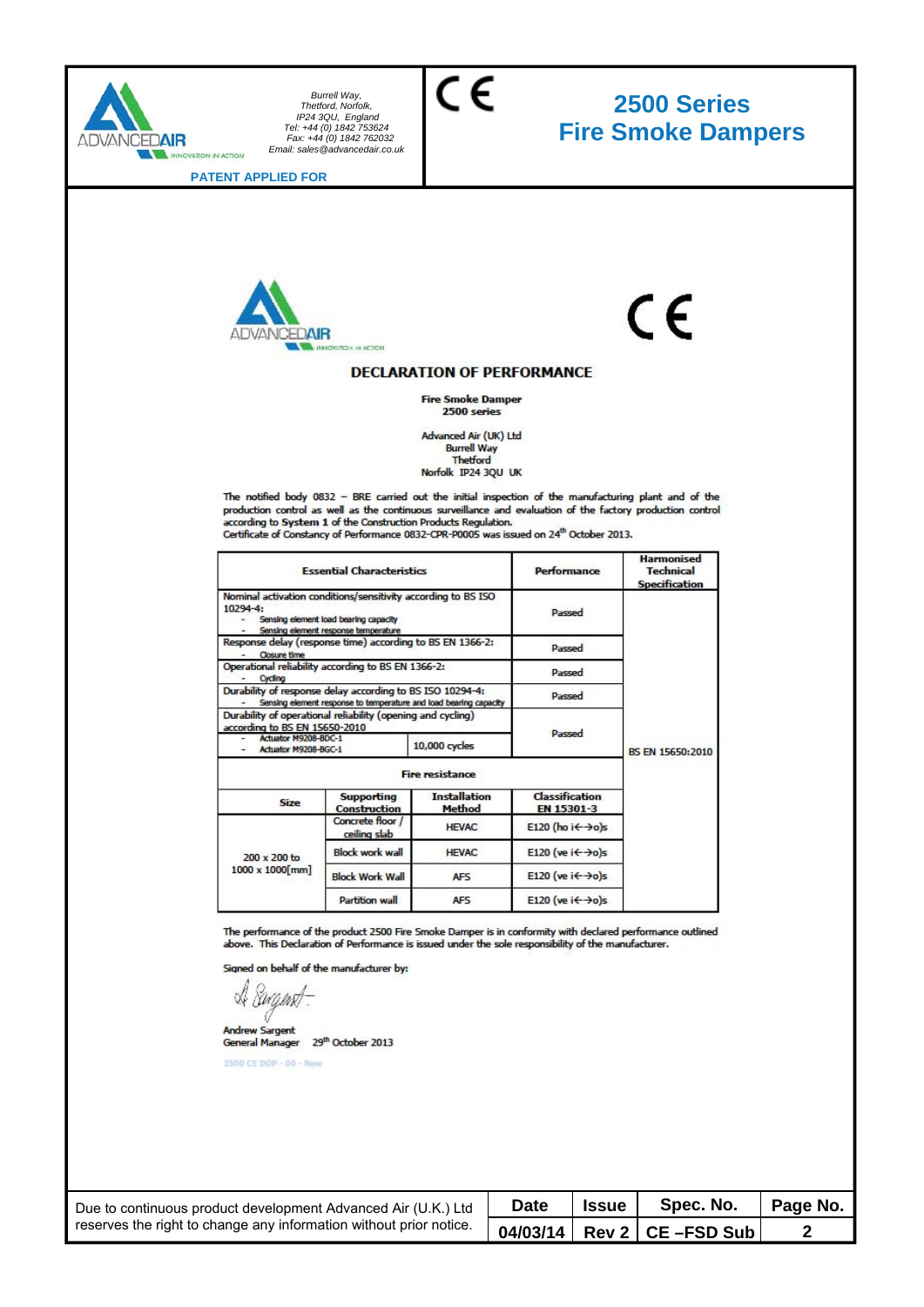Burrell Way,
Thetford, Norfolk,
IP24 3QU, England
Tel: +44 (0) 1842 753624
Fax: +44 (0) 1842 762032
Email: sales@advancedair.co.uk

PATENT APPLIED FOR

# 2500 Series Fire Smoke Dampers

## DECLARATION OF PERFORMANCE

**Fire Smoke Damper**
**2500 series**

Advanced Air (UK) Ltd
Burrell Way
Thetford
Norfolk IP24 3QU UK

The notified body 0832 – BRE carried out the initial inspection of the manufacturing plant and of the production control as well as the continuous surveillance and evaluation of the factory production control according to **System 1** of the Construction Products Regulation.
Certificate of Constancy of Performance 0832-CPR-P0005 was issued on 24th October 2013.

| Essential Characteristics | | | | Performance | Harmonised Technical Specification |
|---|---|---|---|---|---|
| Nominal activation conditions/sensitivity according to BS ISO 10294-4:<br>- Sensing element load bearing capacity<br>- Sensing element response temperature | | | | Passed | BS EN 15650:2010 |
| Response delay (response time) according to BS EN 1366-2:<br>- Closure time | | | | Passed | |
| Operational reliability according to BS EN 1366-2:<br>- Cycling | | | | Passed | |
| Durability of response delay according to BS ISO 10294-4:<br>- Sensing element response to temperature and load bearing capacity | | | | Passed | |
| Durability of operational reliability (opening and cycling) according to BS EN 15650-2010<br>- Actuator M9208-BDC-1<br>- Actuator M9208-BGC-1 | | | 10,000 cycles | Passed | |
| Fire resistance | | | | | |
| Size | Supporting Construction | Installation Method | | Classification EN 15301-3 | |
| 200 x 200 to 1000 x 1000[mm] | Concrete floor / ceiling slab | HEVAC | | E120 (ho i↔o)s | |
| | Block work wall | HEVAC | | E120 (ve i↔o)s | |
| | Block Work Wall | AFS | | E120 (ve i↔o)s | |
| | Partition wall | AFS | | E120 (ve i↔o)s | |

The performance of the product 2500 Fire Smoke Damper is in conformity with declared performance outlined above. This Declaration of Performance is issued under the sole responsibility of the manufacturer.

Signed on behalf of the manufacturer by:

Andrew Sargent
General Manager 29th October 2013

2500 CE DOP - 00 - New

Due to continuous product development Advanced Air (U.K.) Ltd reserves the right to change any information without prior notice.

| Date | Issue | Spec. No. | Page No. |
|---|---|---|---|
| 04/03/14 | Rev 2 | CE –FSD Sub | 2 |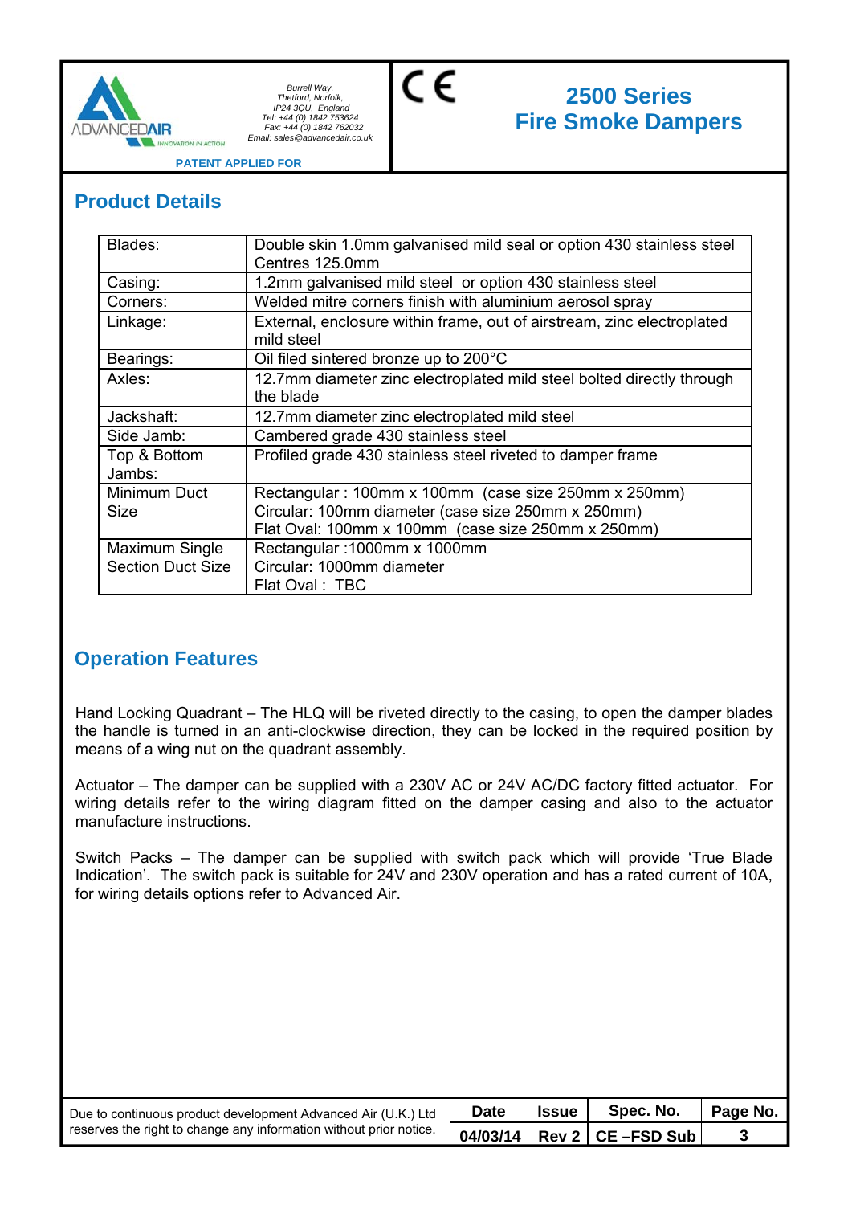Burrell Way,
Thetford, Norfolk,
IP24 3QU, England
Tel: +44 (0) 1842 753624
Fax: +44 (0) 1842 762032
Email: sales@advancedair.co.uk

PATENT APPLIED FOR

# 2500 Series Fire Smoke Dampers

## Product Details

| | |
|---|---|
| Blades: | Double skin 1.0mm galvanised mild seal or option 430 stainless steel Centres 125.0mm |
| Casing: | 1.2mm galvanised mild steel or option 430 stainless steel |
| Corners: | Welded mitre corners finish with aluminium aerosol spray |
| Linkage: | External, enclosure within frame, out of airstream, zinc electroplated mild steel |
| Bearings: | Oil filed sintered bronze up to 200°C |
| Axles: | 12.7mm diameter zinc electroplated mild steel bolted directly through the blade |
| Jackshaft: | 12.7mm diameter zinc electroplated mild steel |
| Side Jamb: | Cambered grade 430 stainless steel |
| Top & Bottom Jambs: | Profiled grade 430 stainless steel riveted to damper frame |
| Minimum Duct Size | Rectangular : 100mm x 100mm (case size 250mm x 250mm)<br>Circular: 100mm diameter (case size 250mm x 250mm)<br>Flat Oval: 100mm x 100mm (case size 250mm x 250mm) |
| Maximum Single Section Duct Size | Rectangular :1000mm x 1000mm<br>Circular: 1000mm diameter<br>Flat Oval : TBC |

## Operation Features

Hand Locking Quadrant – The HLQ will be riveted directly to the casing, to open the damper blades the handle is turned in an anti-clockwise direction, they can be locked in the required position by means of a wing nut on the quadrant assembly.

Actuator – The damper can be supplied with a 230V AC or 24V AC/DC factory fitted actuator. For wiring details refer to the wiring diagram fitted on the damper casing and also to the actuator manufacture instructions.

Switch Packs – The damper can be supplied with switch pack which will provide 'True Blade Indication'. The switch pack is suitable for 24V and 230V operation and has a rated current of 10A, for wiring details options refer to Advanced Air.

Due to continuous product development Advanced Air (U.K.) Ltd reserves the right to change any information without prior notice.

| Date | Issue | Spec. No. | Page No. |
|---|---|---|---|
| 04/03/14 | Rev 2 | CE –FSD Sub | 3 |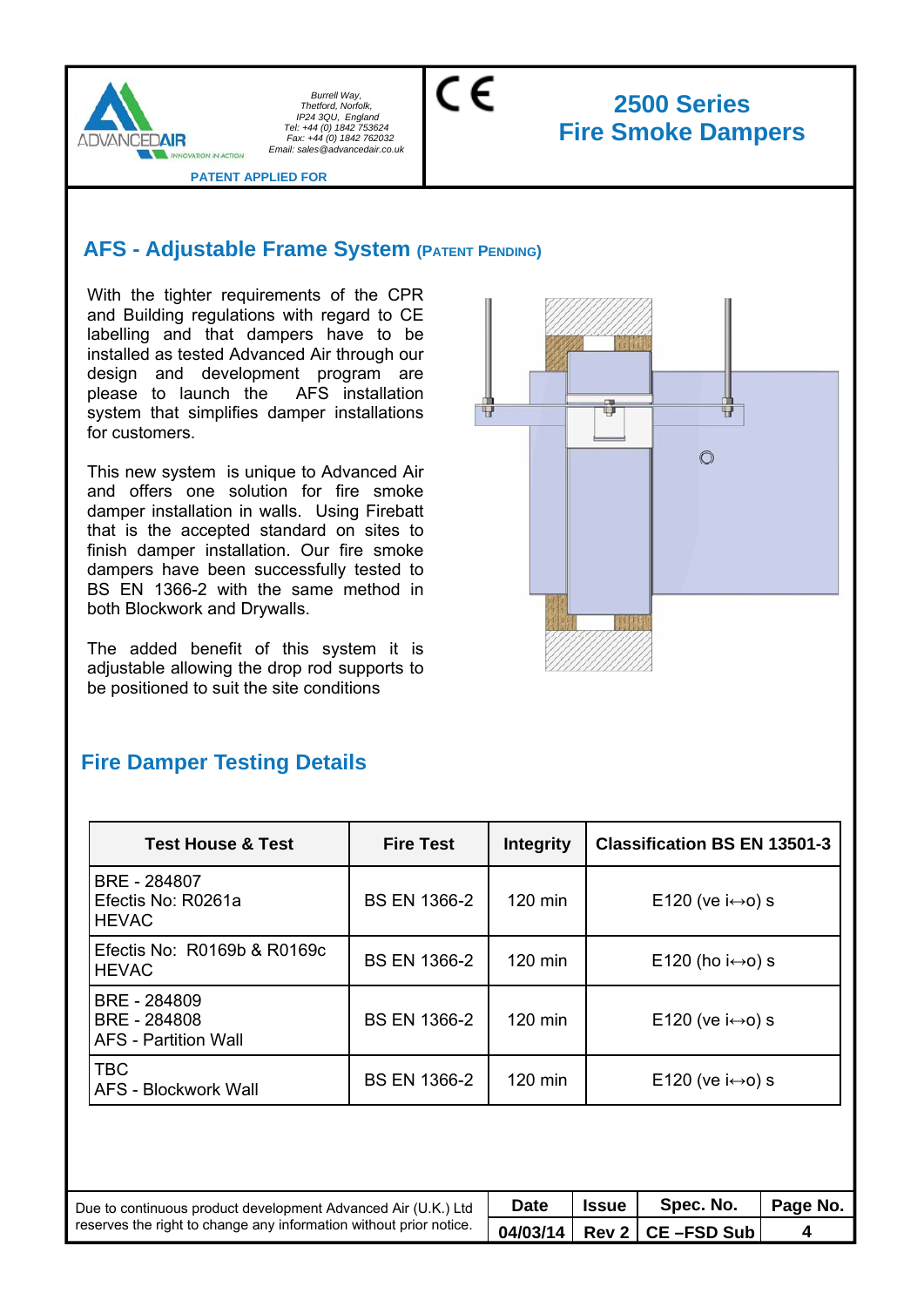Burrell Way,
Thetford, Norfolk,
IP24 3QU, England
Tel: +44 (0) 1842 753624
Fax: +44 (0) 1842 762032
Email: sales@advancedair.co.uk

PATENT APPLIED FOR

# 2500 Series Fire Smoke Dampers

## AFS - Adjustable Frame System (PATENT PENDING)

With the tighter requirements of the CPR and Building regulations with regard to CE labelling and that dampers have to be installed as tested Advanced Air through our design and development program are please to launch the AFS installation system that simplifies damper installations for customers.

This new system is unique to Advanced Air and offers one solution for fire smoke damper installation in walls. Using Firebatt that is the accepted standard on sites to finish damper installation. Our fire smoke dampers have been successfully tested to BS EN 1366-2 with the same method in both Blockwork and Drywalls.

The added benefit of this system it is adjustable allowing the drop rod supports to be positioned to suit the site conditions

## Fire Damper Testing Details

| Test House & Test | Fire Test | Integrity | Classification BS EN 13501-3 |
|---|---|---|---|
| BRE - 284807<br>Efectis No: R0261a<br>HEVAC | BS EN 1366-2 | 120 min | E120 (ve i↔o) s |
| Efectis No: R0169b & R0169c<br>HEVAC | BS EN 1366-2 | 120 min | E120 (ho i↔o) s |
| BRE - 284809<br>BRE - 284808<br>AFS - Partition Wall | BS EN 1366-2 | 120 min | E120 (ve i↔o) s |
| TBC<br>AFS - Blockwork Wall | BS EN 1366-2 | 120 min | E120 (ve i↔o) s |

Due to continuous product development Advanced Air (U.K.) Ltd reserves the right to change any information without prior notice.

| Date | Issue | Spec. No. | Page No. |
|---|---|---|---|
| 04/03/14 | Rev 2 | CE –FSD Sub | 4 |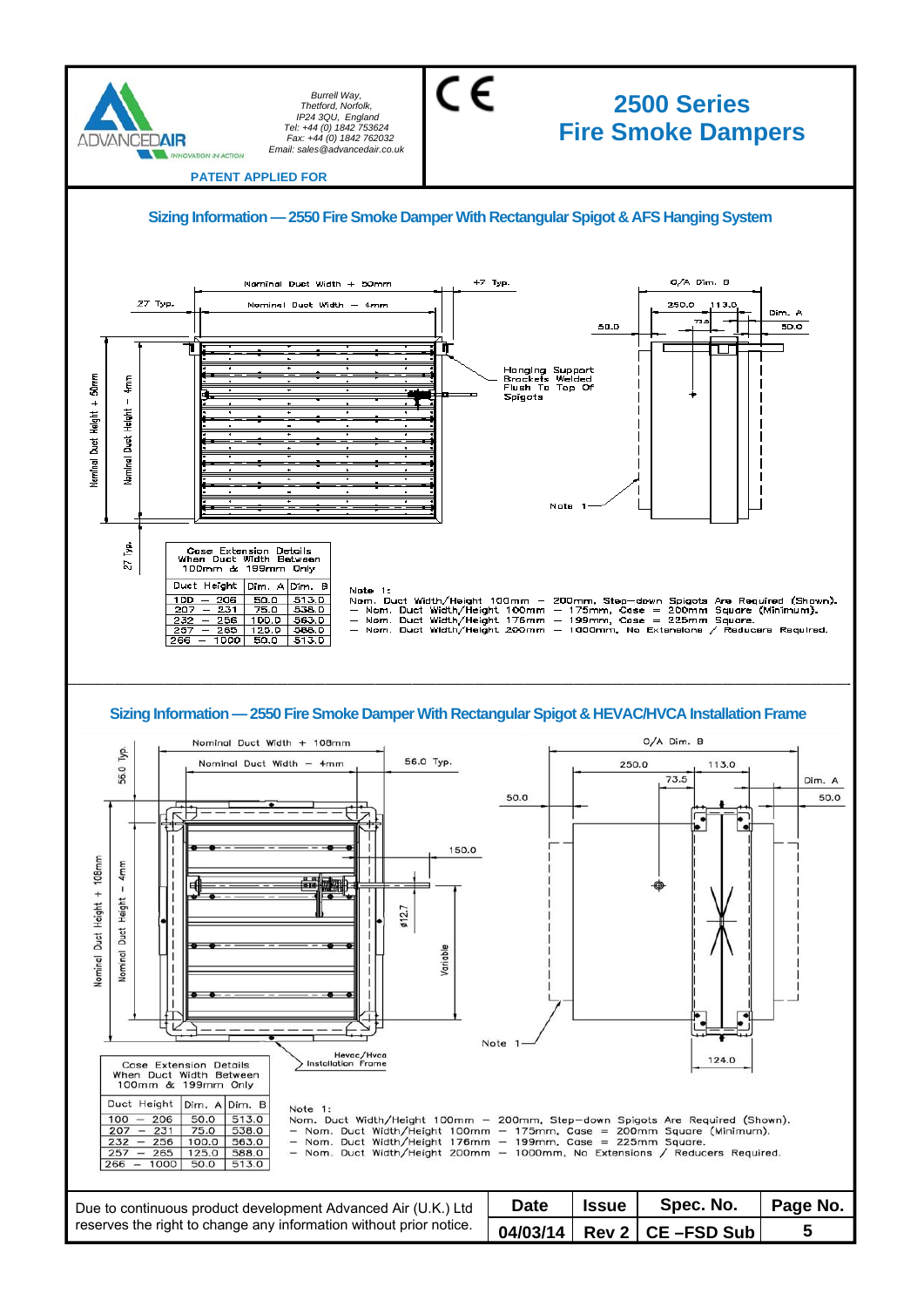# 2500 Series Fire Smoke Dampers

Burrell Way,
Thetford, Norfolk,
IP24 3QU, England
Tel: +44 (0) 1842 753624
Fax: +44 (0) 1842 762032
Email: sales@advancedair.co.uk

**PATENT APPLIED FOR**

## Sizing Information — 2550 Fire Smoke Damper With Rectangular Spigot & AFS Hanging System

Nominal Duct Width + 50mm
Nominal Duct Width – 4mm
27 Typ.
+7 Typ.
Nominal Duct Height + 50mm
Nominal Duct Height – 4mm
O/A Dim. B
250.0
113.0
73.5
50.0
Dim. A
50.0
Hanging Support Brackets Welded Flush To Top Of Spigots
Note 1

**Case Extension Details When Duct Width Between 100mm & 199mm Only**

| Duct Height | Dim. A | Dim. B |
|---|---|---|
| 100 – 206 | 50.0 | 513.0 |
| 207 – 231 | 75.0 | 538.0 |
| 232 – 256 | 100.0 | 563.0 |
| 257 – 265 | 125.0 | 588.0 |
| 266 – 1000 | 50.0 | 513.0 |

Note 1:
Nom. Duct Width/Height 100mm – 200mm, Step-down Spigots Are Required (Shown).
– Nom. Duct Width/Height 100mm – 175mm, Case = 200mm Square (Minimum).
– Nom. Duct Width/Height 176mm – 199mm, Case = 225mm Square.
– Nom. Duct Width/Height 200mm – 1000mm, No Extensions / Reducers Required.

## Sizing Information — 2550 Fire Smoke Damper With Rectangular Spigot & HEVAC/HVCA Installation Frame

Nominal Duct Width + 108mm
Nominal Duct Width – 4mm
56.0 Typ.
Nominal Duct Height + 108mm
Nominal Duct Height – 4mm
150.0
ø12.7
Variable
Hevac/Hvca Installation Frame
O/A Dim. B
250.0
113.0
73.5
50.0
Dim. A
50.0
124.0
Note 1

**Case Extension Details When Duct Width Between 100mm & 199mm Only**

| Duct Height | Dim. A | Dim. B |
|---|---|---|
| 100 – 206 | 50.0 | 513.0 |
| 207 – 231 | 75.0 | 538.0 |
| 232 – 256 | 100.0 | 563.0 |
| 257 – 265 | 125.0 | 588.0 |
| 266 – 1000 | 50.0 | 513.0 |

Note 1:
Nom. Duct Width/Height 100mm – 200mm, Step-down Spigots Are Required (Shown).
– Nom. Duct Width/Height 100mm – 175mm, Case = 200mm Square (Minimum).
– Nom. Duct Width/Height 176mm – 199mm, Case = 225mm Square.
– Nom. Duct Width/Height 200mm – 1000mm, No Extensions / Reducers Required.

Due to continuous product development Advanced Air (U.K.) Ltd reserves the right to change any information without prior notice.

| Date | Issue | Spec. No. | Page No. |
|---|---|---|---|
| 04/03/14 | Rev 2 | CE –FSD Sub | 5 |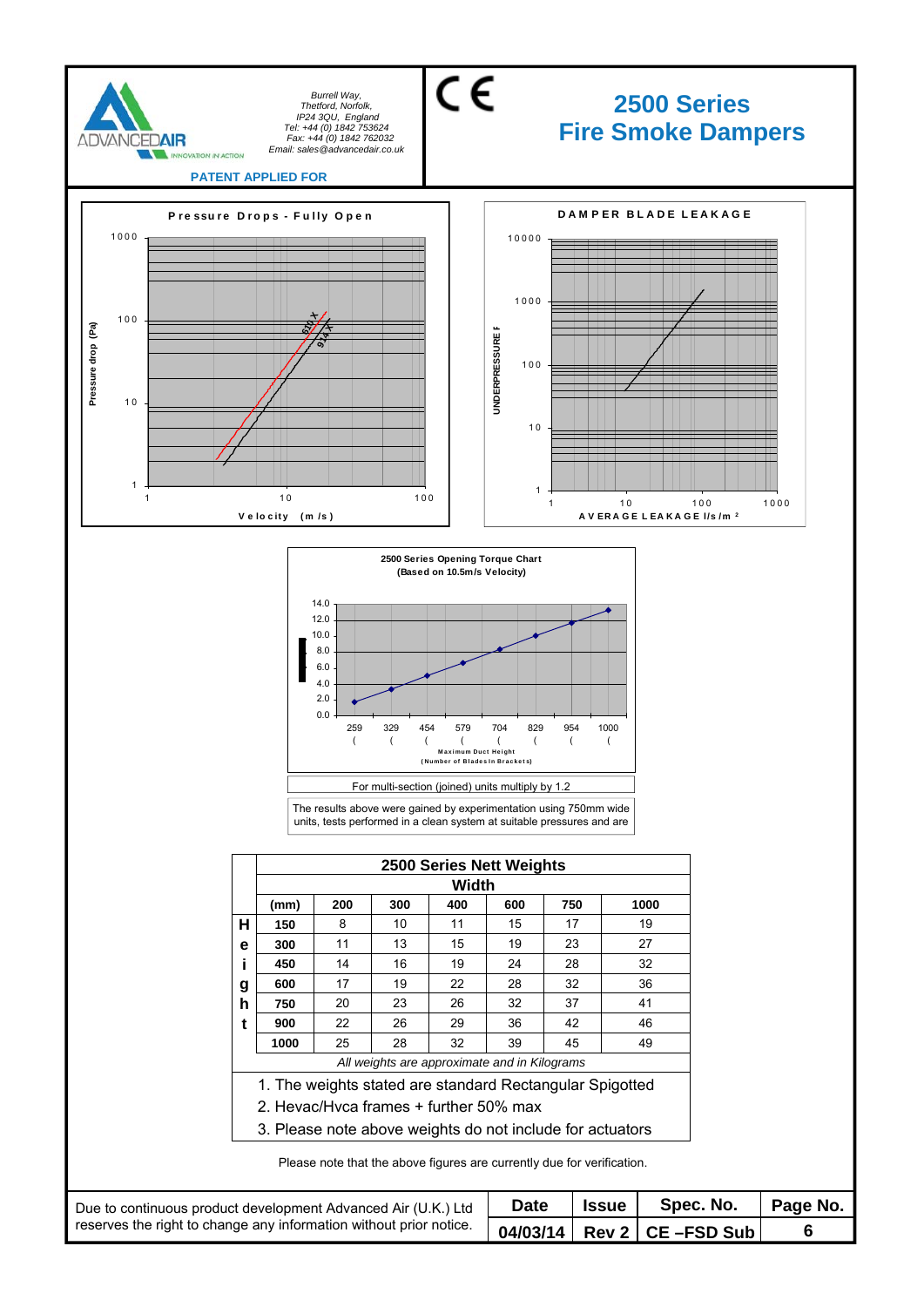Burrell Way,
Thetford, Norfolk,
IP24 3QU, England
Tel: +44 (0) 1842 753624
Fax: +44 (0) 1842 762032
Email: sales@advancedair.co.uk

PATENT APPLIED FOR

# 2500 Series Fire Smoke Dampers

**Pressure Drops - Fully Open**

Pressure drop (Pa) vs Velocity (m/s)

610 X
914 X

**DAMPER BLADE LEAKAGE**

UNDERPRESSURE F vs AVERAGE LEAKAGE l/s/m²

**2500 Series Opening Torque Chart**
**(Based on 10.5m/s Velocity)**

Maximum Duct Height
(Number of Blades in Brackets)

259 ( | 329 ( | 454 ( | 579 ( | 704 ( | 829 ( | 954 ( | 1000 (

For multi-section (joined) units multiply by 1.2

The results above were gained by experimentation using 750mm wide units, tests performed in a clean system at suitable pressures and are

## 2500 Series Nett Weights

| | Width | | | | | | |
|---|---|---|---|---|---|---|---|
| **Height** | **(mm)** | **200** | **300** | **400** | **600** | **750** | **1000** |
| | **150** | 8 | 10 | 11 | 15 | 17 | 19 |
| | **300** | 11 | 13 | 15 | 19 | 23 | 27 |
| | **450** | 14 | 16 | 19 | 24 | 28 | 32 |
| | **600** | 17 | 19 | 22 | 28 | 32 | 36 |
| | **750** | 20 | 23 | 26 | 32 | 37 | 41 |
| | **900** | 22 | 26 | 29 | 36 | 42 | 46 |
| | **1000** | 25 | 28 | 32 | 39 | 45 | 49 |

*All weights are approximate and in Kilograms*

1. The weights stated are standard Rectangular Spigotted
2. Hevac/Hvca frames + further 50% max
3. Please note above weights do not include for actuators

Please note that the above figures are currently due for verification.

Due to continuous product development Advanced Air (U.K.) Ltd reserves the right to change any information without prior notice.

| Date | Issue | Spec. No. | Page No. |
|---|---|---|---|
| 04/03/14 | Rev 2 | CE –FSD Sub | 6 |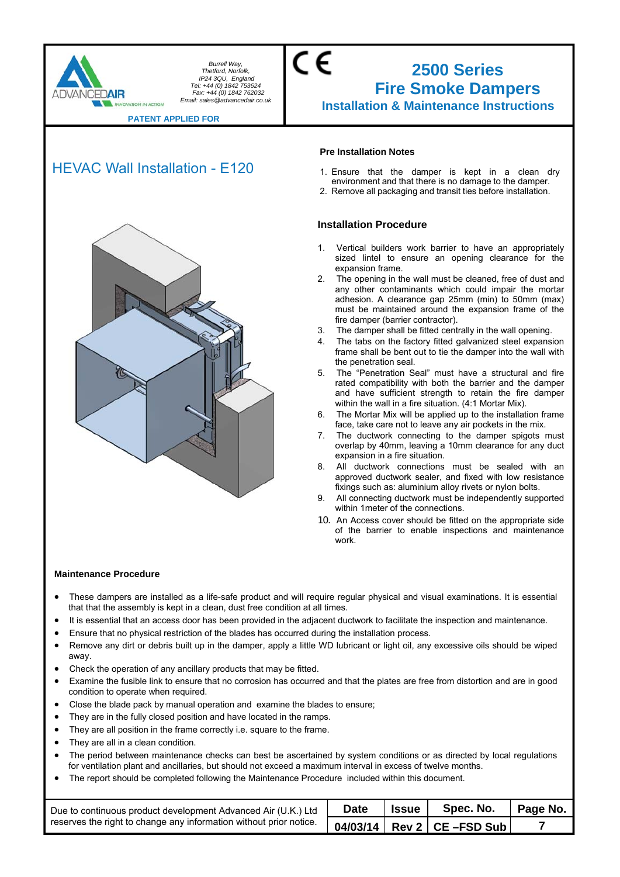Burrell Way,
Thetford, Norfolk,
IP24 3QU, England
Tel: +44 (0) 1842 753624
Fax: +44 (0) 1842 762032
Email: sales@advancedair.co.uk

**PATENT APPLIED FOR**

# 2500 Series
# Fire Smoke Dampers
## Installation & Maintenance Instructions

## HEVAC Wall Installation - E120

### Pre Installation Notes

1. Ensure that the damper is kept in a clean dry environment and that there is no damage to the damper.
2. Remove all packaging and transit ties before installation.

### Installation Procedure

1. Vertical builders work barrier to have an appropriately sized lintel to ensure an opening clearance for the expansion frame.
2. The opening in the wall must be cleaned, free of dust and any other contaminants which could impair the mortar adhesion. A clearance gap 25mm (min) to 50mm (max) must be maintained around the expansion frame of the fire damper (barrier contractor).
3. The damper shall be fitted centrally in the wall opening.
4. The tabs on the factory fitted galvanized steel expansion frame shall be bent out to tie the damper into the wall with the penetration seal.
5. The "Penetration Seal" must have a structural and fire rated compatibility with both the barrier and the damper and have sufficient strength to retain the fire damper within the wall in a fire situation. (4:1 Mortar Mix).
6. The Mortar Mix will be applied up to the installation frame face, take care not to leave any air pockets in the mix.
7. The ductwork connecting to the damper spigots must overlap by 40mm, leaving a 10mm clearance for any duct expansion in a fire situation.
8. All ductwork connections must be sealed with an approved ductwork sealer, and fixed with low resistance fixings such as: aluminium alloy rivets or nylon bolts.
9. All connecting ductwork must be independently supported within 1meter of the connections.
10. An Access cover should be fitted on the appropriate side of the barrier to enable inspections and maintenance work.

### Maintenance Procedure

- These dampers are installed as a life-safe product and will require regular physical and visual examinations. It is essential that that the assembly is kept in a clean, dust free condition at all times.
- It is essential that an access door has been provided in the adjacent ductwork to facilitate the inspection and maintenance.
- Ensure that no physical restriction of the blades has occurred during the installation process.
- Remove any dirt or debris built up in the damper, apply a little WD lubricant or light oil, any excessive oils should be wiped away.
- Check the operation of any ancillary products that may be fitted.
- Examine the fusible link to ensure that no corrosion has occurred and that the plates are free from distortion and are in good condition to operate when required.
- Close the blade pack by manual operation and examine the blades to ensure;
- They are in the fully closed position and have located in the ramps.
- They are all position in the frame correctly i.e. square to the frame.
- They are all in a clean condition.
- The period between maintenance checks can best be ascertained by system conditions or as directed by local regulations for ventilation plant and ancillaries, but should not exceed a maximum interval in excess of twelve months.
- The report should be completed following the Maintenance Procedure included within this document.

| Due to continuous product development Advanced Air (U.K.) Ltd reserves the right to change any information without prior notice. | Date | Issue | Spec. No. | Page No. |
|---|---|---|---|---|
| | 04/03/14 | Rev 2 | CE –FSD Sub | 7 |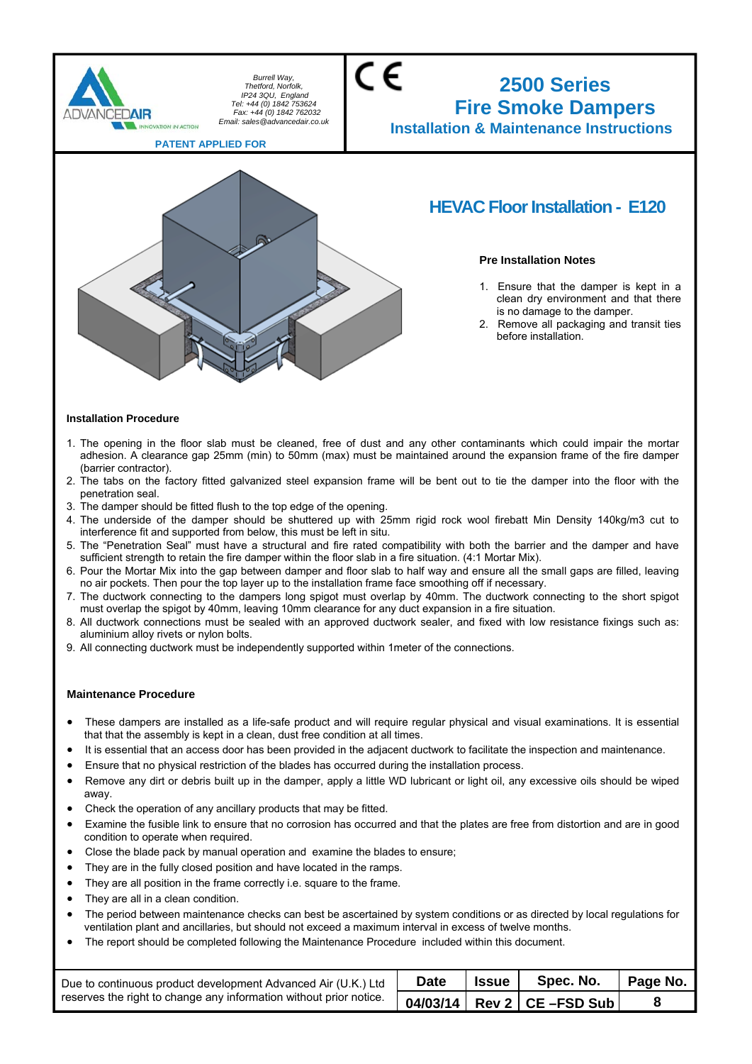Burrell Way,
Thetford, Norfolk,
IP24 3QU, England
Tel: +44 (0) 1842 753624
Fax: +44 (0) 1842 762032
Email: sales@advancedair.co.uk

PATENT APPLIED FOR

# 2500 Series Fire Smoke Dampers

## Installation & Maintenance Instructions

## HEVAC Floor Installation - E120

### Pre Installation Notes

1. Ensure that the damper is kept in a clean dry environment and that there is no damage to the damper.
2. Remove all packaging and transit ties before installation.

### Installation Procedure

1. The opening in the floor slab must be cleaned, free of dust and any other contaminants which could impair the mortar adhesion. A clearance gap 25mm (min) to 50mm (max) must be maintained around the expansion frame of the fire damper (barrier contractor).
2. The tabs on the factory fitted galvanized steel expansion frame will be bent out to tie the damper into the floor with the penetration seal.
3. The damper should be fitted flush to the top edge of the opening.
4. The underside of the damper should be shuttered up with 25mm rigid rock wool firebatt Min Density 140kg/m3 cut to interference fit and supported from below, this must be left in situ.
5. The "Penetration Seal" must have a structural and fire rated compatibility with both the barrier and the damper and have sufficient strength to retain the fire damper within the floor slab in a fire situation. (4:1 Mortar Mix).
6. Pour the Mortar Mix into the gap between damper and floor slab to half way and ensure all the small gaps are filled, leaving no air pockets. Then pour the top layer up to the installation frame face smoothing off if necessary.
7. The ductwork connecting to the dampers long spigot must overlap by 40mm. The ductwork connecting to the short spigot must overlap the spigot by 40mm, leaving 10mm clearance for any duct expansion in a fire situation.
8. All ductwork connections must be sealed with an approved ductwork sealer, and fixed with low resistance fixings such as: aluminium alloy rivets or nylon bolts.
9. All connecting ductwork must be independently supported within 1meter of the connections.

### Maintenance Procedure

- These dampers are installed as a life-safe product and will require regular physical and visual examinations. It is essential that that the assembly is kept in a clean, dust free condition at all times.
- It is essential that an access door has been provided in the adjacent ductwork to facilitate the inspection and maintenance.
- Ensure that no physical restriction of the blades has occurred during the installation process.
- Remove any dirt or debris built up in the damper, apply a little WD lubricant or light oil, any excessive oils should be wiped away.
- Check the operation of any ancillary products that may be fitted.
- Examine the fusible link to ensure that no corrosion has occurred and that the plates are free from distortion and are in good condition to operate when required.
- Close the blade pack by manual operation and examine the blades to ensure;
- They are in the fully closed position and have located in the ramps.
- They are all position in the frame correctly i.e. square to the frame.
- They are all in a clean condition.
- The period between maintenance checks can best be ascertained by system conditions or as directed by local regulations for ventilation plant and ancillaries, but should not exceed a maximum interval in excess of twelve months.
- The report should be completed following the Maintenance Procedure included within this document.

| Due to continuous product development Advanced Air (U.K.) Ltd reserves the right to change any information without prior notice. | Date | Issue | Spec. No. | Page No. |
|---|---|---|---|---|
| | 04/03/14 | Rev 2 | CE –FSD Sub | 8 |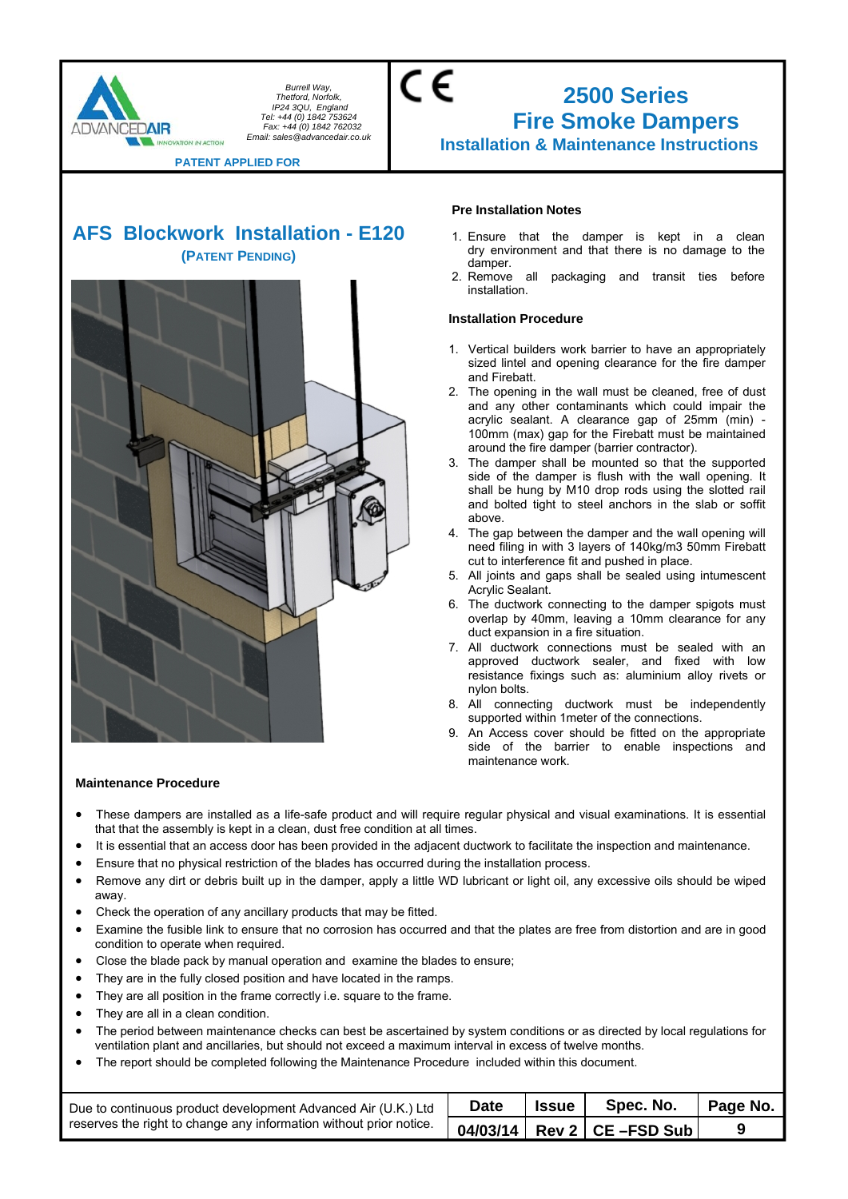Burrell Way,
Thetford, Norfolk,
IP24 3QU, England
Tel: +44 (0) 1842 753624
Fax: +44 (0) 1842 762032
Email: sales@advancedair.co.uk

PATENT APPLIED FOR

# 2500 Series Fire Smoke Dampers

## Installation & Maintenance Instructions

## AFS Blockwork Installation - E120

**(PATENT PENDING)**

### Pre Installation Notes

1. Ensure that the damper is kept in a clean dry environment and that there is no damage to the damper.
2. Remove all packaging and transit ties before installation.

### Installation Procedure

1. Vertical builders work barrier to have an appropriately sized lintel and opening clearance for the fire damper and Firebatt.
2. The opening in the wall must be cleaned, free of dust and any other contaminants which could impair the acrylic sealant. A clearance gap of 25mm (min) - 100mm (max) gap for the Firebatt must be maintained around the fire damper (barrier contractor).
3. The damper shall be mounted so that the supported side of the damper is flush with the wall opening. It shall be hung by M10 drop rods using the slotted rail and bolted tight to steel anchors in the slab or soffit above.
4. The gap between the damper and the wall opening will need filing in with 3 layers of 140kg/m3 50mm Firebatt cut to interference fit and pushed in place.
5. All joints and gaps shall be sealed using intumescent Acrylic Sealant.
6. The ductwork connecting to the damper spigots must overlap by 40mm, leaving a 10mm clearance for any duct expansion in a fire situation.
7. All ductwork connections must be sealed with an approved ductwork sealer, and fixed with low resistance fixings such as: aluminium alloy rivets or nylon bolts.
8. All connecting ductwork must be independently supported within 1meter of the connections.
9. An Access cover should be fitted on the appropriate side of the barrier to enable inspections and maintenance work.

### Maintenance Procedure

- These dampers are installed as a life-safe product and will require regular physical and visual examinations. It is essential that that the assembly is kept in a clean, dust free condition at all times.
- It is essential that an access door has been provided in the adjacent ductwork to facilitate the inspection and maintenance.
- Ensure that no physical restriction of the blades has occurred during the installation process.
- Remove any dirt or debris built up in the damper, apply a little WD lubricant or light oil, any excessive oils should be wiped away.
- Check the operation of any ancillary products that may be fitted.
- Examine the fusible link to ensure that no corrosion has occurred and that the plates are free from distortion and are in good condition to operate when required.
- Close the blade pack by manual operation and examine the blades to ensure;
- They are in the fully closed position and have located in the ramps.
- They are all position in the frame correctly i.e. square to the frame.
- They are all in a clean condition.
- The period between maintenance checks can best be ascertained by system conditions or as directed by local regulations for ventilation plant and ancillaries, but should not exceed a maximum interval in excess of twelve months.
- The report should be completed following the Maintenance Procedure included within this document.

| Due to continuous product development Advanced Air (U.K.) Ltd reserves the right to change any information without prior notice. | Date | Issue | Spec. No. | Page No. |
|---|---|---|---|---|
| | 04/03/14 | Rev 2 | CE –FSD Sub | 9 |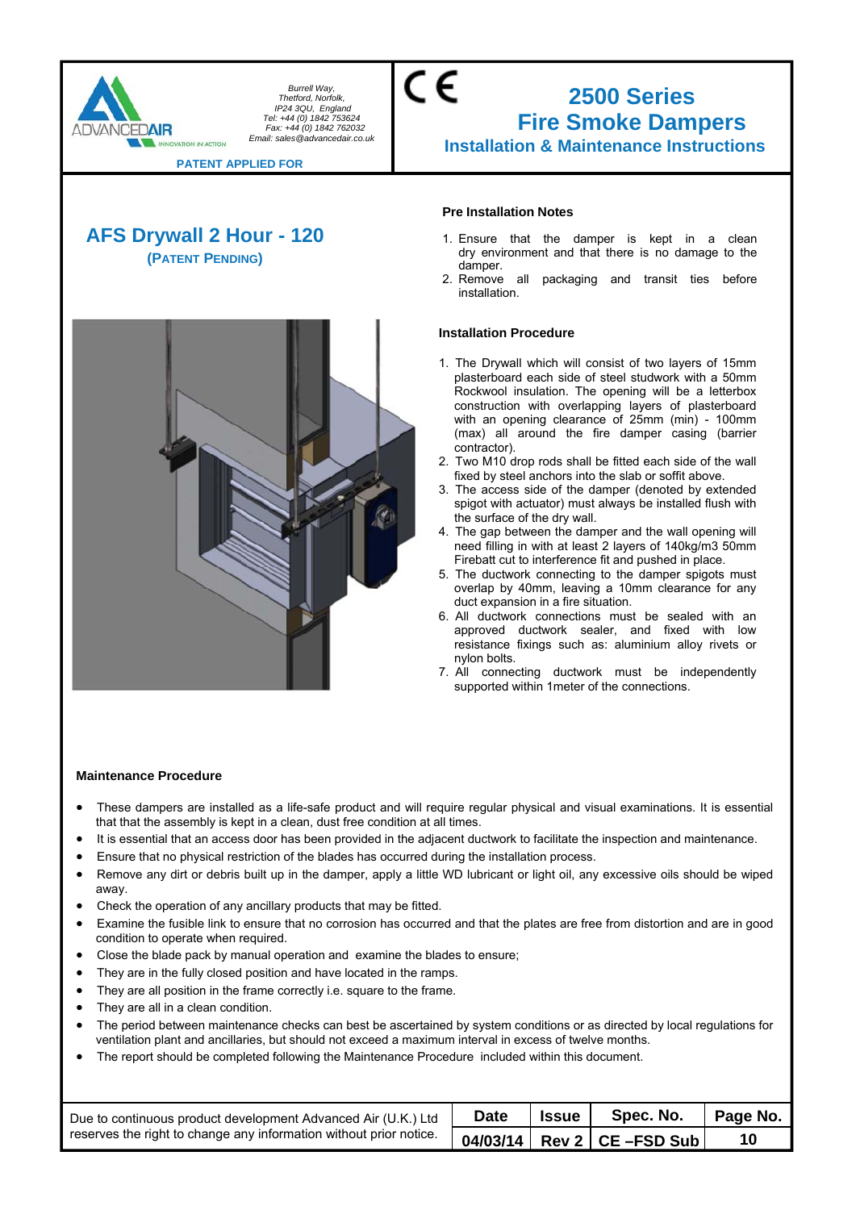Burrell Way,
Thetford, Norfolk,
IP24 3QU, England
Tel: +44 (0) 1842 753624
Fax: +44 (0) 1842 762032
Email: sales@advancedair.co.uk

**PATENT APPLIED FOR**

# 2500 Series Fire Smoke Dampers

## Installation & Maintenance Instructions

## AFS Drywall 2 Hour - 120

**(PATENT PENDING)**

### Pre Installation Notes

1. Ensure that the damper is kept in a clean dry environment and that there is no damage to the damper.
2. Remove all packaging and transit ties before installation.

### Installation Procedure

1. The Drywall which will consist of two layers of 15mm plasterboard each side of steel studwork with a 50mm Rockwool insulation. The opening will be a letterbox construction with overlapping layers of plasterboard with an opening clearance of 25mm (min) - 100mm (max) all around the fire damper casing (barrier contractor).
2. Two M10 drop rods shall be fitted each side of the wall fixed by steel anchors into the slab or soffit above.
3. The access side of the damper (denoted by extended spigot with actuator) must always be installed flush with the surface of the dry wall.
4. The gap between the damper and the wall opening will need filling in with at least 2 layers of 140kg/m3 50mm Firebatt cut to interference fit and pushed in place.
5. The ductwork connecting to the damper spigots must overlap by 40mm, leaving a 10mm clearance for any duct expansion in a fire situation.
6. All ductwork connections must be sealed with an approved ductwork sealer, and fixed with low resistance fixings such as: aluminium alloy rivets or nylon bolts.
7. All connecting ductwork must be independently supported within 1meter of the connections.

### Maintenance Procedure

- These dampers are installed as a life-safe product and will require regular physical and visual examinations. It is essential that that the assembly is kept in a clean, dust free condition at all times.
- It is essential that an access door has been provided in the adjacent ductwork to facilitate the inspection and maintenance.
- Ensure that no physical restriction of the blades has occurred during the installation process.
- Remove any dirt or debris built up in the damper, apply a little WD lubricant or light oil, any excessive oils should be wiped away.
- Check the operation of any ancillary products that may be fitted.
- Examine the fusible link to ensure that no corrosion has occurred and that the plates are free from distortion and are in good condition to operate when required.
- Close the blade pack by manual operation and examine the blades to ensure;
- They are in the fully closed position and have located in the ramps.
- They are all position in the frame correctly i.e. square to the frame.
- They are all in a clean condition.
- The period between maintenance checks can best be ascertained by system conditions or as directed by local regulations for ventilation plant and ancillaries, but should not exceed a maximum interval in excess of twelve months.
- The report should be completed following the Maintenance Procedure included within this document.

| Due to continuous product development Advanced Air (U.K.) Ltd reserves the right to change any information without prior notice. | Date | Issue | Spec. No. | Page No. |
|---|---|---|---|---|
| | 04/03/14 | Rev 2 | CE –FSD Sub | 10 |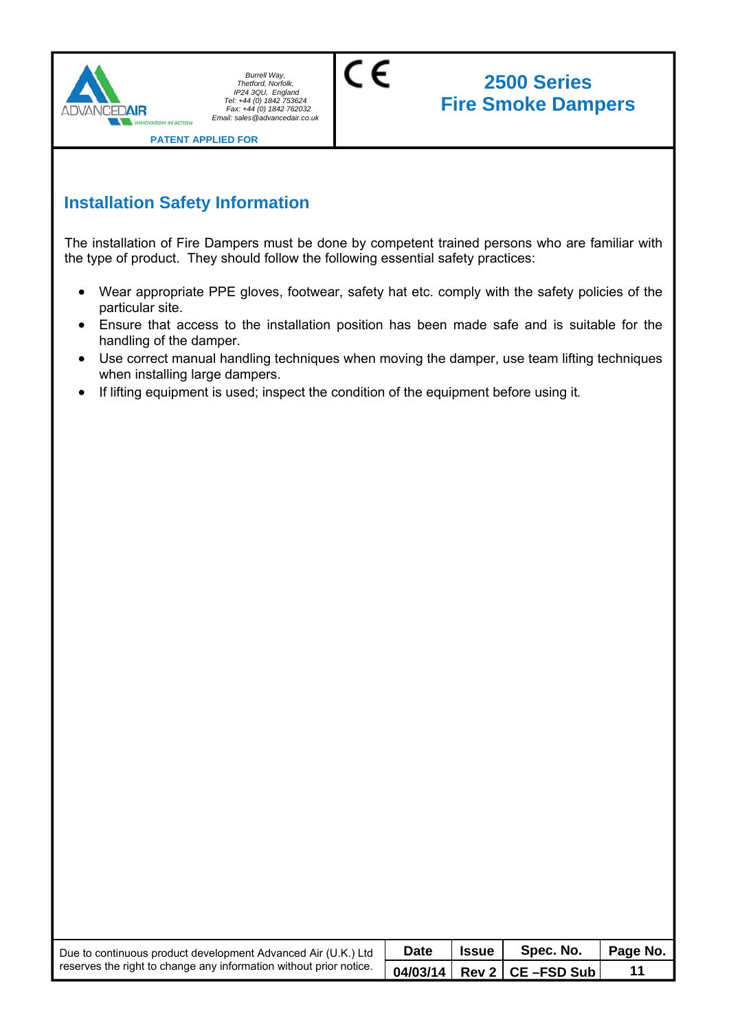## Installation Safety Information

The installation of Fire Dampers must be done by competent trained persons who are familiar with the type of product. They should follow the following essential safety practices:

- Wear appropriate PPE gloves, footwear, safety hat etc. comply with the safety policies of the particular site.
- Ensure that access to the installation position has been made safe and is suitable for the handling of the damper.
- Use correct manual handling techniques when moving the damper, use team lifting techniques when installing large dampers.
- If lifting equipment is used; inspect the condition of the equipment before using it.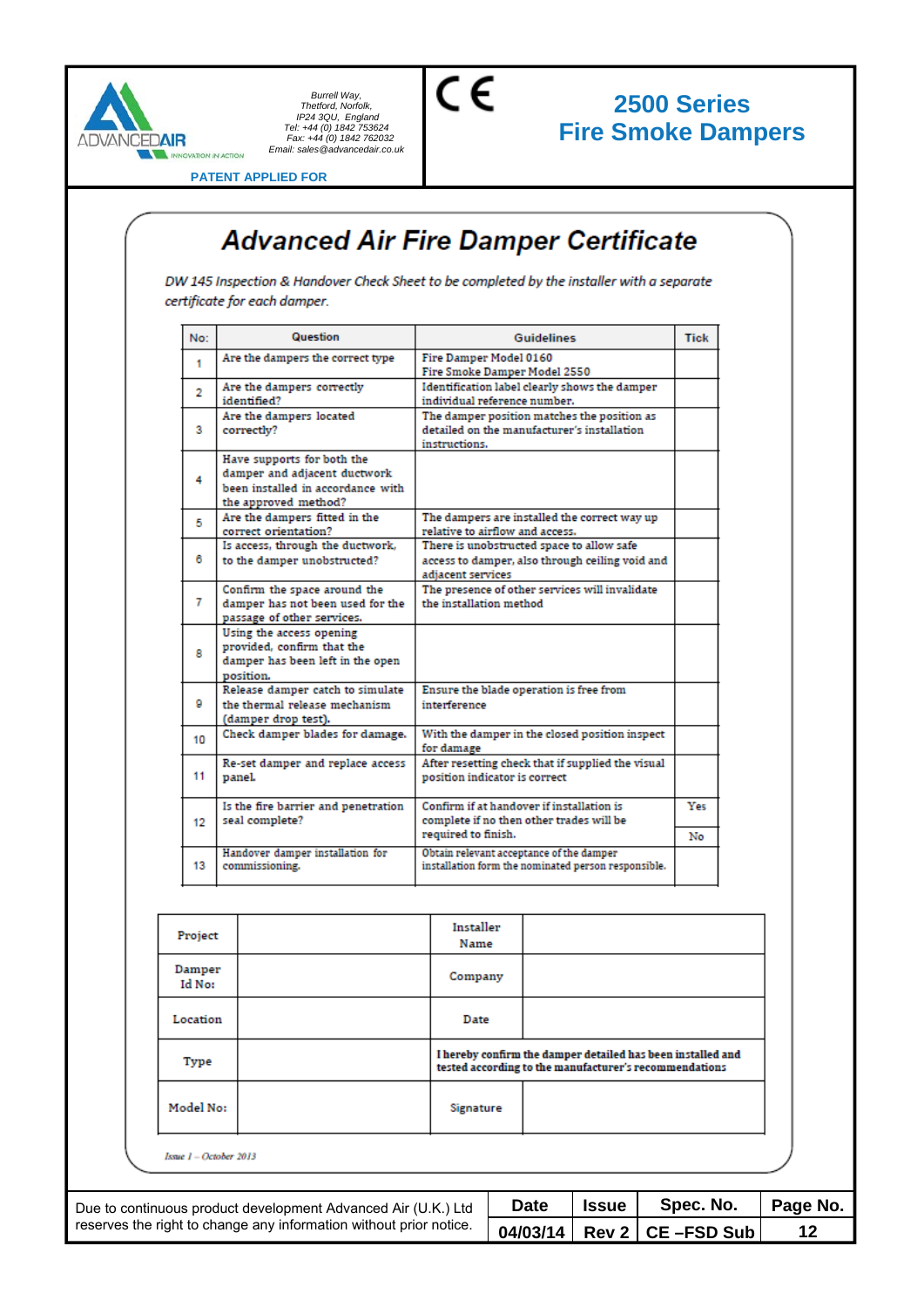# 2500 Series Fire Smoke Dampers

Burrell Way,
Thetford, Norfolk,
IP24 3QU, England
Tel: +44 (0) 1842 753624
Fax: +44 (0) 1842 762032
Email: sales@advancedair.co.uk

PATENT APPLIED FOR

## Advanced Air Fire Damper Certificate

*DW 145 Inspection & Handover Check Sheet to be completed by the installer with a separate certificate for each damper.*

| No: | Question | Guidelines | Tick |
|---|---|---|---|
| 1 | Are the dampers the correct type | Fire Damper Model 0160<br>Fire Smoke Damper Model 2550 | |
| 2 | Are the dampers correctly identified? | Identification label clearly shows the damper individual reference number. | |
| 3 | Are the dampers located correctly? | The damper position matches the position as detailed on the manufacturer's installation instructions. | |
| 4 | Have supports for both the damper and adjacent ductwork been installed in accordance with the approved method? | | |
| 5 | Are the dampers fitted in the correct orientation? | The dampers are installed the correct way up relative to airflow and access. | |
| 6 | Is access, through the ductwork, to the damper unobstructed? | There is unobstructed space to allow safe access to damper, also through ceiling void and adjacent services | |
| 7 | Confirm the space around the damper has not been used for the passage of other services. | The presence of other services will invalidate the installation method | |
| 8 | Using the access opening provided, confirm that the damper has been left in the open position. | | |
| 9 | Release damper catch to simulate the thermal release mechanism (damper drop test). | Ensure the blade operation is free from interference | |
| 10 | Check damper blades for damage. | With the damper in the closed position inspect for damage | |
| 11 | Re-set damper and replace access panel. | After resetting check that if supplied the visual position indicator is correct | |
| 12 | Is the fire barrier and penetration seal complete? | Confirm if at handover if installation is complete if no then other trades will be required to finish. | Yes<br>No |
| 13 | Handover damper installation for commissioning. | Obtain relevant acceptance of the damper installation form the nominated person responsible. | |

| Project | | Installer Name | |
|---|---|---|---|
| Damper Id No: | | Company | |
| Location | | Date | |
| Type | | I hereby confirm the damper detailed has been installed and tested according to the manufacturer's recommendations | |
| Model No: | | Signature | |

*Issue 1 – October 2013*

Due to continuous product development Advanced Air (U.K.) Ltd reserves the right to change any information without prior notice.

| Date | Issue | Spec. No. |
|---|---|---|
| 04/03/14 | Rev 2 | CE –FSD Sub |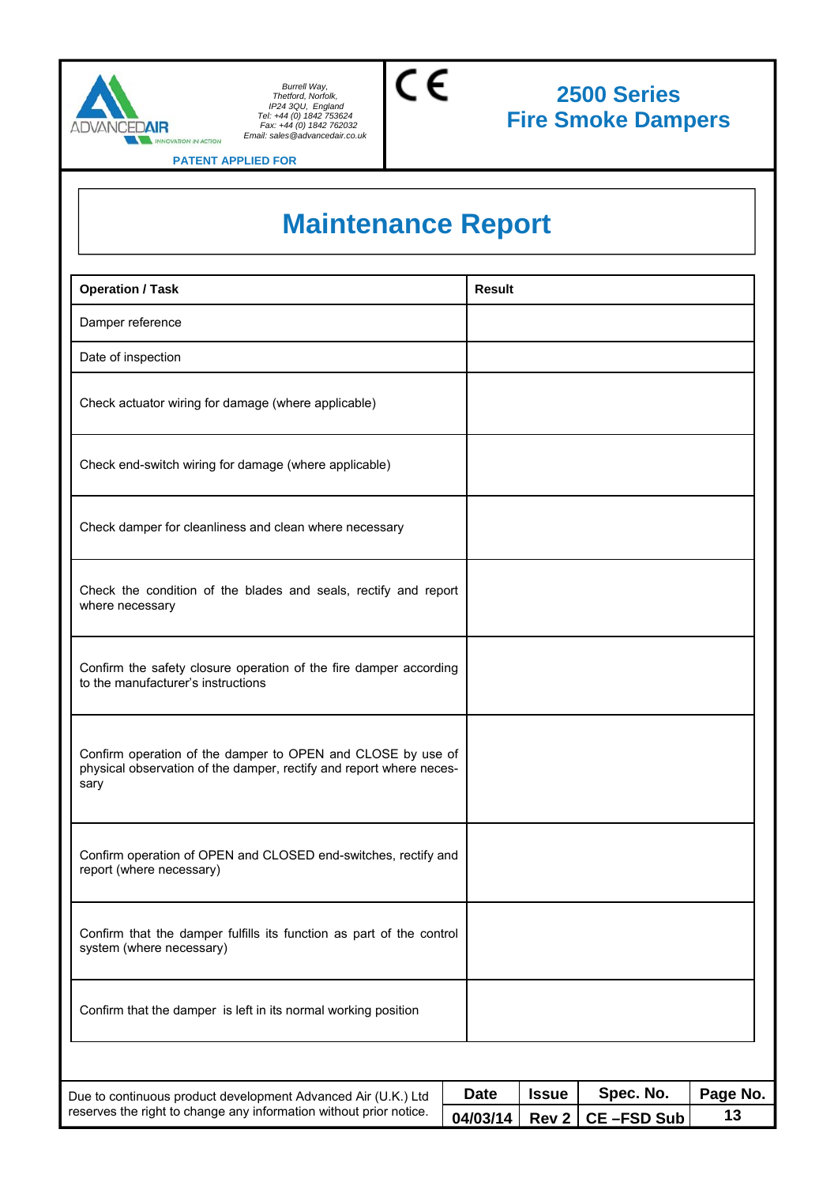Burrell Way,
Thetford, Norfolk,
IP24 3QU, England
Tel: +44 (0) 1842 753624
Fax: +44 (0) 1842 762032
Email: sales@advancedair.co.uk

PATENT APPLIED FOR

# 2500 Series Fire Smoke Dampers

## Maintenance Report

| Operation / Task | Result |
|---|---|
| Damper reference | |
| Date of inspection | |
| Check actuator wiring for damage (where applicable) | |
| Check end-switch wiring for damage (where applicable) | |
| Check damper for cleanliness and clean where necessary | |
| Check the condition of the blades and seals, rectify and report where necessary | |
| Confirm the safety closure operation of the fire damper according to the manufacturer's instructions | |
| Confirm operation of the damper to OPEN and CLOSE by use of physical observation of the damper, rectify and report where necessary | |
| Confirm operation of OPEN and CLOSED end-switches, rectify and report (where necessary) | |
| Confirm that the damper fulfills its function as part of the control system (where necessary) | |
| Confirm that the damper is left in its normal working position | |

Due to continuous product development Advanced Air (U.K.) Ltd reserves the right to change any information without prior notice.

| Date | Issue | Spec. No. |
|---|---|---|
| 04/03/14 | Rev 2 | CE –FSD Sub |